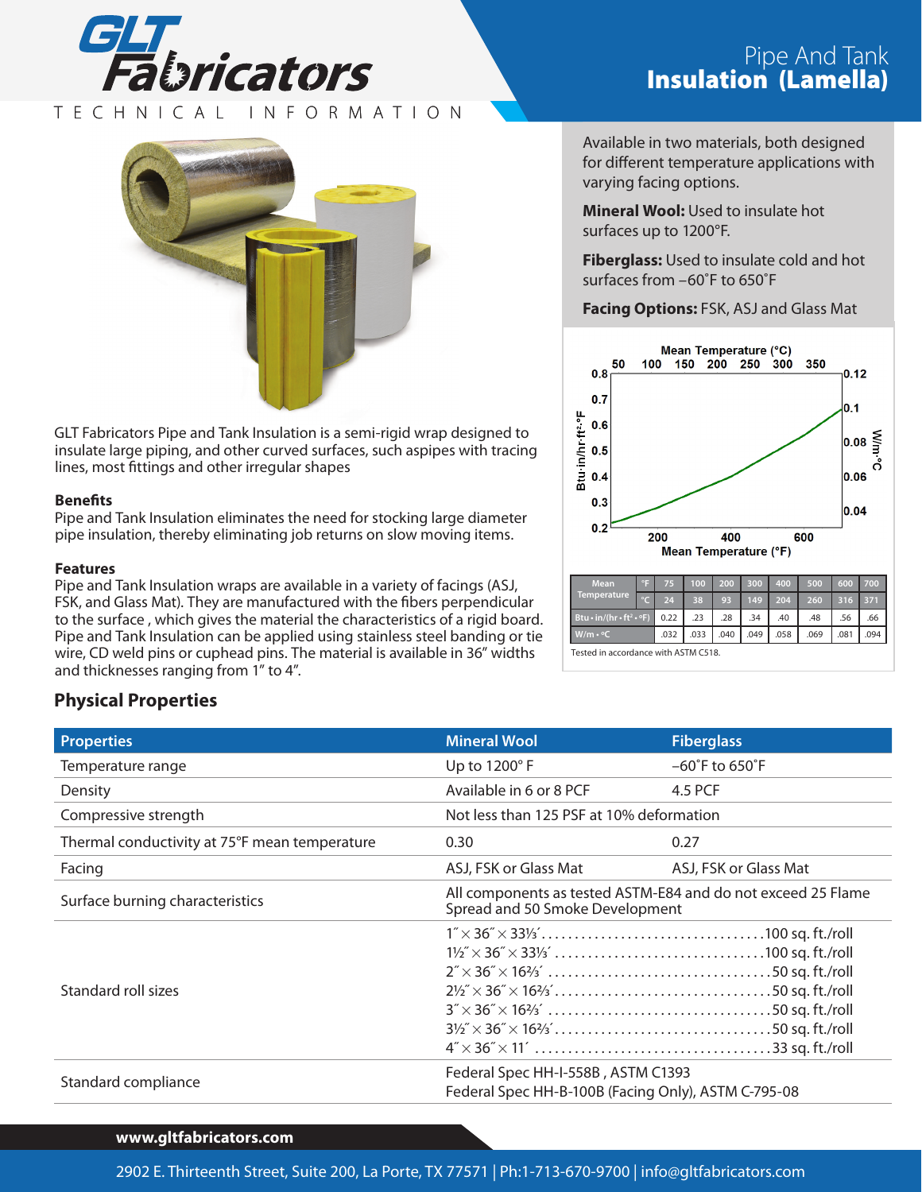# GLT Fabricators

TECHNICAL INFORMATION

# Pipe And Tank **Insulation (Lamella)**

Available in two materials, both designed for different temperature applications with varying facing options.

**Mineral Wool:** Used to insulate hot surfaces up to 1200°F.

**Fiberglass:** Used to insulate cold and hot surfaces from –60˚F to 650˚F

**Facing Options:** FSK, ASJ and Glass Mat

GLT Fabricators Pipe and Tank Insulation is a semi-rigid wrap designed to insulate large piping, and other curved surfaces, such aspipes with tracing lines, most fittings and other irregular shapes

### Benefits

Pipe and Tank Insulation eliminates the need for stocking large diameter pipe insulation, thereby eliminating job returns on slow moving items.

### Features

Pipe and Tank Insulation wraps are available in a variety of facings (ASJ, FSK, and Glass Mat). They are manufactured with the fibers perpendicular to the surface , which gives the material the characteristics of a rigid board. Pipe and Tank Insulation can be applied using stainless steel banding or tie wire, CD weld pins or cuphead pins. The material is available in 36" widths and thicknesses ranging from 1" to 4".

| Mean Temperature | °F | 75 | 100 | 200 | 300 | 400 | 500 | 600 | 700 |
|---|---|---|---|---|---|---|---|---|---|
| | °C | 24 | 38 | 93 | 149 | 204 | 260 | 316 | 371 |
| Btu • in/(hr • ft² • °F) | | 0.22 | .23 | .28 | .34 | .40 | .48 | .56 | .66 |
| W/m • °C | | .032 | .033 | .040 | .049 | .058 | .069 | .081 | .094 |

Tested in accordance with ASTM C518.

## Physical Properties

| Properties | Mineral Wool | Fiberglass |
|---|---|---|
| Temperature range | Up to 1200° F | –60˚F to 650˚F |
| Density | Available in 6 or 8 PCF | 4.5 PCF |
| Compressive strength | Not less than 125 PSF at 10% deformation | |
| Thermal conductivity at 75°F mean temperature | 0.30 | 0.27 |
| Facing | ASJ, FSK or Glass Mat | ASJ, FSK or Glass Mat |
| Surface burning characteristics | All components as tested ASTM-E84 and do not exceed 25 Flame Spread and 50 Smoke Development | |
| Standard roll sizes | 1″ × 36″ × 33⅓′ ....... 100 sq. ft./roll<br>1½″ × 36″ × 33⅓′ ....... 100 sq. ft./roll<br>2″ × 36″ × 16⅔′ ....... 50 sq. ft./roll<br>2½″ × 36″ × 16⅔′ ....... 50 sq. ft./roll<br>3″ × 36″ × 16⅔′ ....... 50 sq. ft./roll<br>3½″ × 36″ × 16⅔′ ....... 50 sq. ft./roll<br>4″ × 36″ × 11′ ....... 33 sq. ft./roll | |
| Standard compliance | Federal Spec HH-I-558B , ASTM C1393<br>Federal Spec HH-B-100B (Facing Only), ASTM C-795-08 | |

www.gltfabricators.com

2902 E. Thirteenth Street, Suite 200, La Porte, TX 77571 | Ph:1-713-670-9700 | info@gltfabricators.com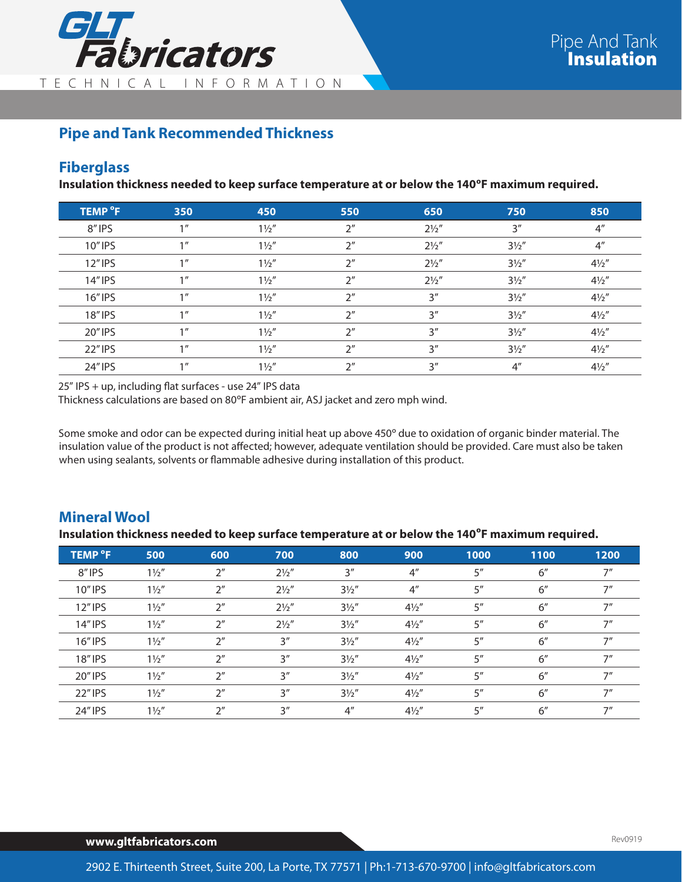# Pipe and Tank Recommended Thickness

## Fiberglass

**Insulation thickness needed to keep surface temperature at or below the 140ºF maximum required.**

| TEMP °F | 350 | 450 | 550 | 650 | 750 | 850 |
|---|---|---|---|---|---|---|
| 8" IPS | 1" | 1½" | 2" | 2½" | 3" | 4" |
| 10" IPS | 1" | 1½" | 2" | 2½" | 3½" | 4" |
| 12" IPS | 1" | 1½" | 2" | 2½" | 3½" | 4½" |
| 14" IPS | 1" | 1½" | 2" | 2½" | 3½" | 4½" |
| 16" IPS | 1" | 1½" | 2" | 3" | 3½" | 4½" |
| 18" IPS | 1" | 1½" | 2" | 3" | 3½" | 4½" |
| 20" IPS | 1" | 1½" | 2" | 3" | 3½" | 4½" |
| 22" IPS | 1" | 1½" | 2" | 3" | 3½" | 4½" |
| 24" IPS | 1" | 1½" | 2" | 3" | 4" | 4½" |

25" IPS + up, including flat surfaces - use 24" IPS data

Thickness calculations are based on 80ºF ambient air, ASJ jacket and zero mph wind.

Some smoke and odor can be expected during initial heat up above 450° due to oxidation of organic binder material. The insulation value of the product is not affected; however, adequate ventilation should be provided. Care must also be taken when using sealants, solvents or flammable adhesive during installation of this product.

## Mineral Wool

**Insulation thickness needed to keep surface temperature at or below the 140°F maximum required.**

| TEMP °F | 500 | 600 | 700 | 800 | 900 | 1000 | 1100 | 1200 |
|---|---|---|---|---|---|---|---|---|
| 8" IPS | 1½" | 2" | 2½" | 3" | 4" | 5" | 6" | 7" |
| 10" IPS | 1½" | 2" | 2½" | 3½" | 4" | 5" | 6" | 7" |
| 12" IPS | 1½" | 2" | 2½" | 3½" | 4½" | 5" | 6" | 7" |
| 14" IPS | 1½" | 2" | 2½" | 3½" | 4½" | 5" | 6" | 7" |
| 16" IPS | 1½" | 2" | 3" | 3½" | 4½" | 5" | 6" | 7" |
| 18" IPS | 1½" | 2" | 3" | 3½" | 4½" | 5" | 6" | 7" |
| 20" IPS | 1½" | 2" | 3" | 3½" | 4½" | 5" | 6" | 7" |
| 22" IPS | 1½" | 2" | 3" | 3½" | 4½" | 5" | 6" | 7" |
| 24" IPS | 1½" | 2" | 3" | 4" | 4½" | 5" | 6" | 7" |